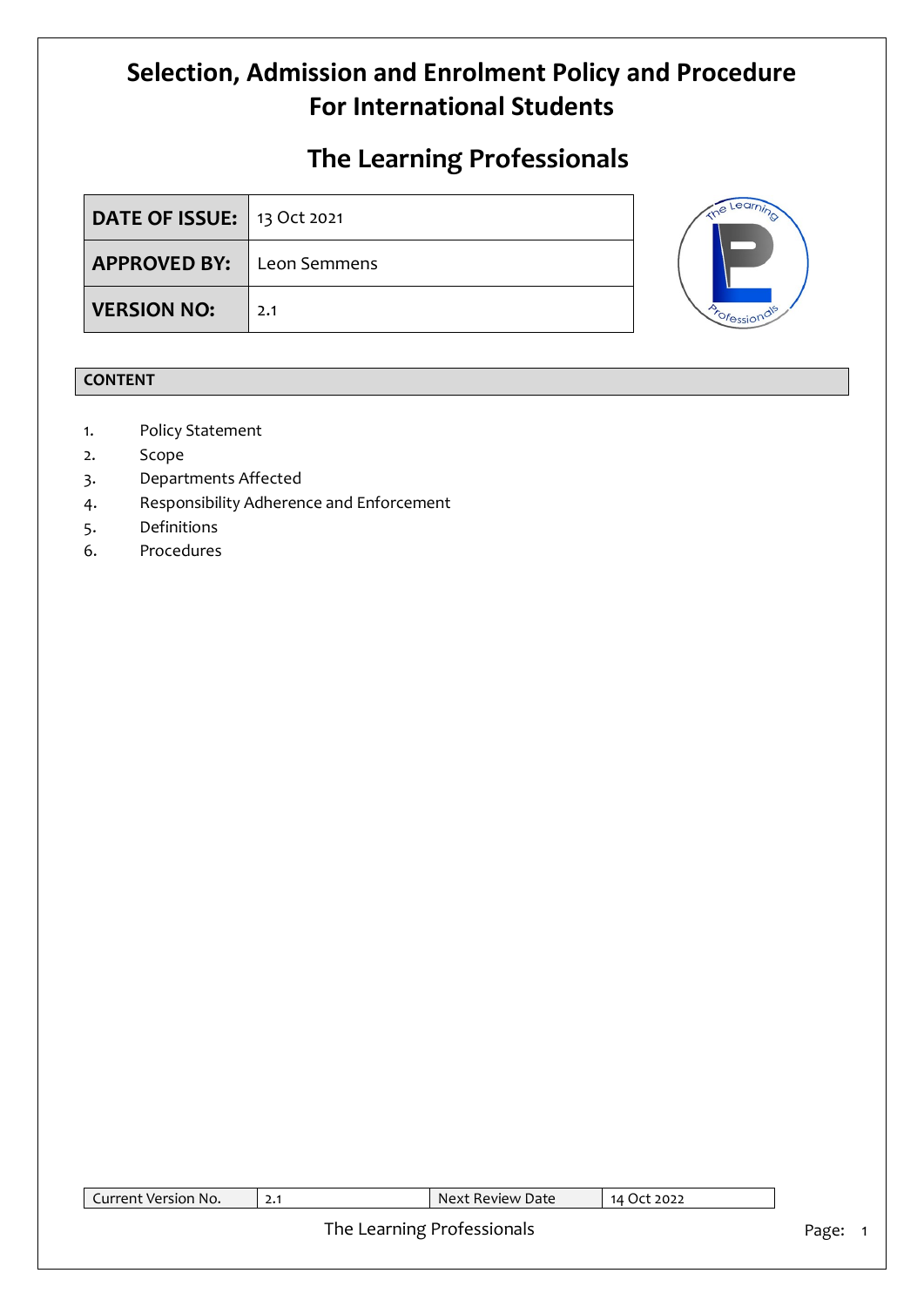# Selection, Admission and Enrolment Policy and Procedure For International Students

## The Learning Professionals

| DATE OF ISSUE: | 13 Oct 2021 |
|---|---|
| APPROVED BY: | Leon Semmens |
| VERSION NO: | 2.1 |

**CONTENT**

1. Policy Statement
2. Scope
3. Departments Affected
4. Responsibility Adherence and Enforcement
5. Definitions
6. Procedures

| Current Version No. | 2.1 | Next Review Date | 14 Oct 2022 |
|---|---|---|---|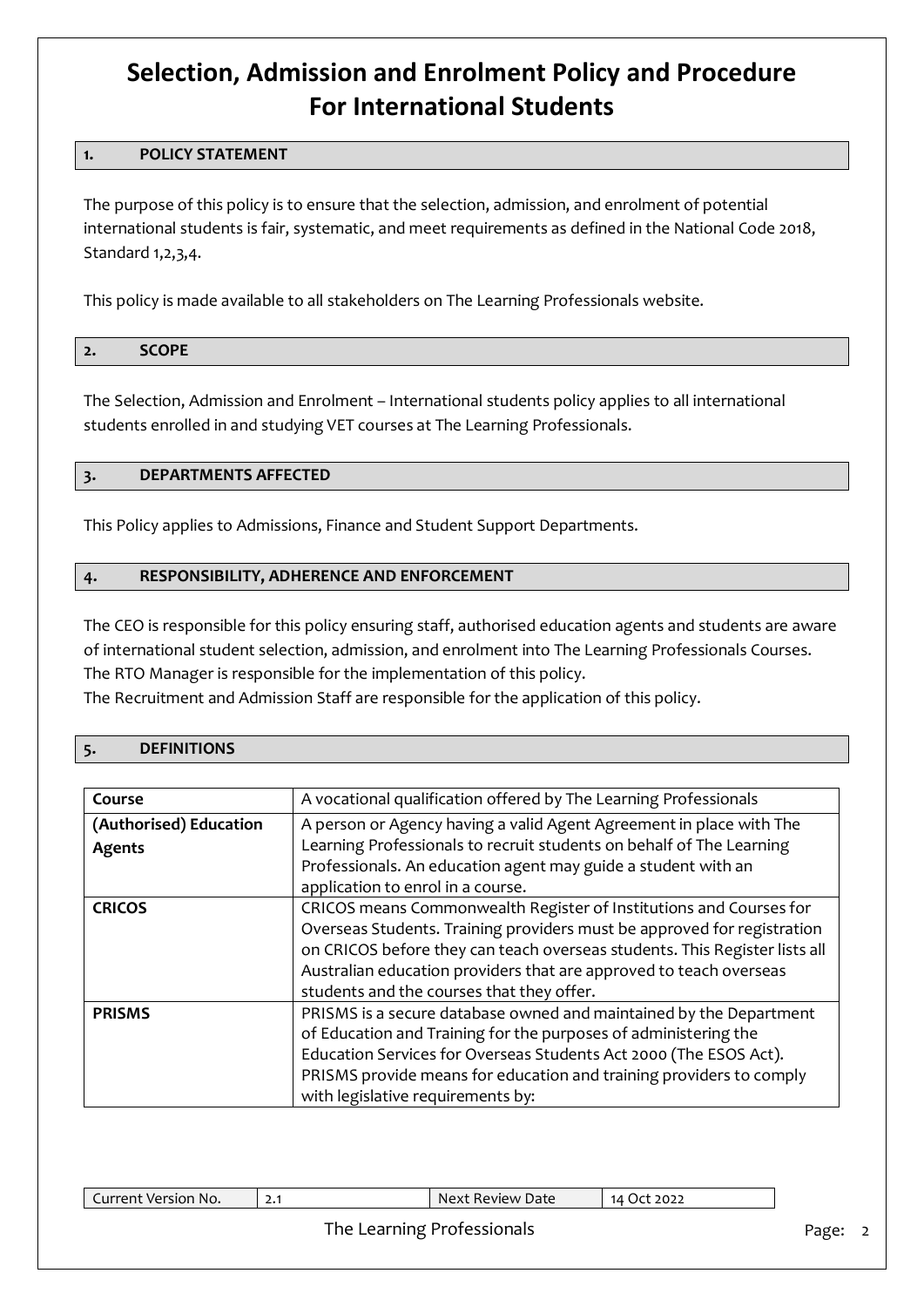# Selection, Admission and Enrolment Policy and Procedure For International Students

## 1. POLICY STATEMENT

The purpose of this policy is to ensure that the selection, admission, and enrolment of potential international students is fair, systematic, and meet requirements as defined in the National Code 2018, Standard 1,2,3,4.

This policy is made available to all stakeholders on The Learning Professionals website.

## 2. SCOPE

The Selection, Admission and Enrolment – International students policy applies to all international students enrolled in and studying VET courses at The Learning Professionals.

## 3. DEPARTMENTS AFFECTED

This Policy applies to Admissions, Finance and Student Support Departments.

## 4. RESPONSIBILITY, ADHERENCE AND ENFORCEMENT

The CEO is responsible for this policy ensuring staff, authorised education agents and students are aware of international student selection, admission, and enrolment into The Learning Professionals Courses.
The RTO Manager is responsible for the implementation of this policy.
The Recruitment and Admission Staff are responsible for the application of this policy.

## 5. DEFINITIONS

| Term | Definition |
|---|---|
| **Course** | A vocational qualification offered by The Learning Professionals |
| **(Authorised) Education Agents** | A person or Agency having a valid Agent Agreement in place with The Learning Professionals to recruit students on behalf of The Learning Professionals. An education agent may guide a student with an application to enrol in a course. |
| **CRICOS** | CRICOS means Commonwealth Register of Institutions and Courses for Overseas Students. Training providers must be approved for registration on CRICOS before they can teach overseas students. This Register lists all Australian education providers that are approved to teach overseas students and the courses that they offer. |
| **PRISMS** | PRISMS is a secure database owned and maintained by the Department of Education and Training for the purposes of administering the Education Services for Overseas Students Act 2000 (The ESOS Act). PRISMS provide means for education and training providers to comply with legislative requirements by: |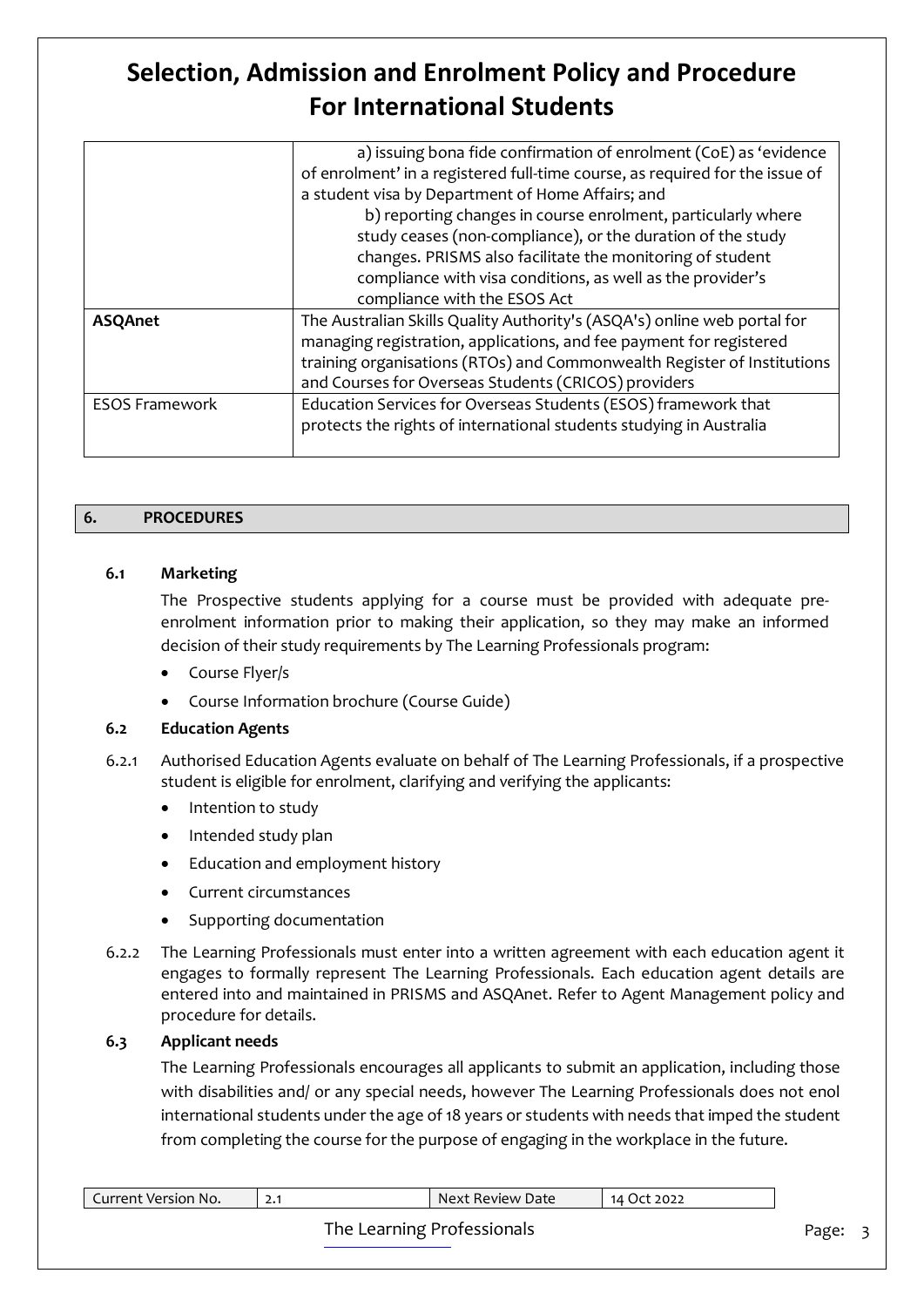| | |
|---|---|
| | a) issuing bona fide confirmation of enrolment (CoE) as 'evidence of enrolment' in a registered full-time course, as required for the issue of a student visa by Department of Home Affairs; and b) reporting changes in course enrolment, particularly where study ceases (non-compliance), or the duration of the study changes. PRISMS also facilitate the monitoring of student compliance with visa conditions, as well as the provider's compliance with the ESOS Act |
| **ASQAnet** | The Australian Skills Quality Authority's (ASQA's) online web portal for managing registration, applications, and fee payment for registered training organisations (RTOs) and Commonwealth Register of Institutions and Courses for Overseas Students (CRICOS) providers |
| ESOS Framework | Education Services for Overseas Students (ESOS) framework that protects the rights of international students studying in Australia |

## 6. PROCEDURES

### 6.1 Marketing

The Prospective students applying for a course must be provided with adequate pre-enrolment information prior to making their application, so they may make an informed decision of their study requirements by The Learning Professionals program:

- Course Flyer/s
- Course Information brochure (Course Guide)

### 6.2 Education Agents

6.2.1 Authorised Education Agents evaluate on behalf of The Learning Professionals, if a prospective student is eligible for enrolment, clarifying and verifying the applicants:

- Intention to study
- Intended study plan
- Education and employment history
- Current circumstances
- Supporting documentation

6.2.2 The Learning Professionals must enter into a written agreement with each education agent it engages to formally represent The Learning Professionals. Each education agent details are entered into and maintained in PRISMS and ASQAnet. Refer to Agent Management policy and procedure for details.

### 6.3 Applicant needs

The Learning Professionals encourages all applicants to submit an application, including those with disabilities and/ or any special needs, however The Learning Professionals does not enol international students under the age of 18 years or students with needs that imped the student from completing the course for the purpose of engaging in the workplace in the future.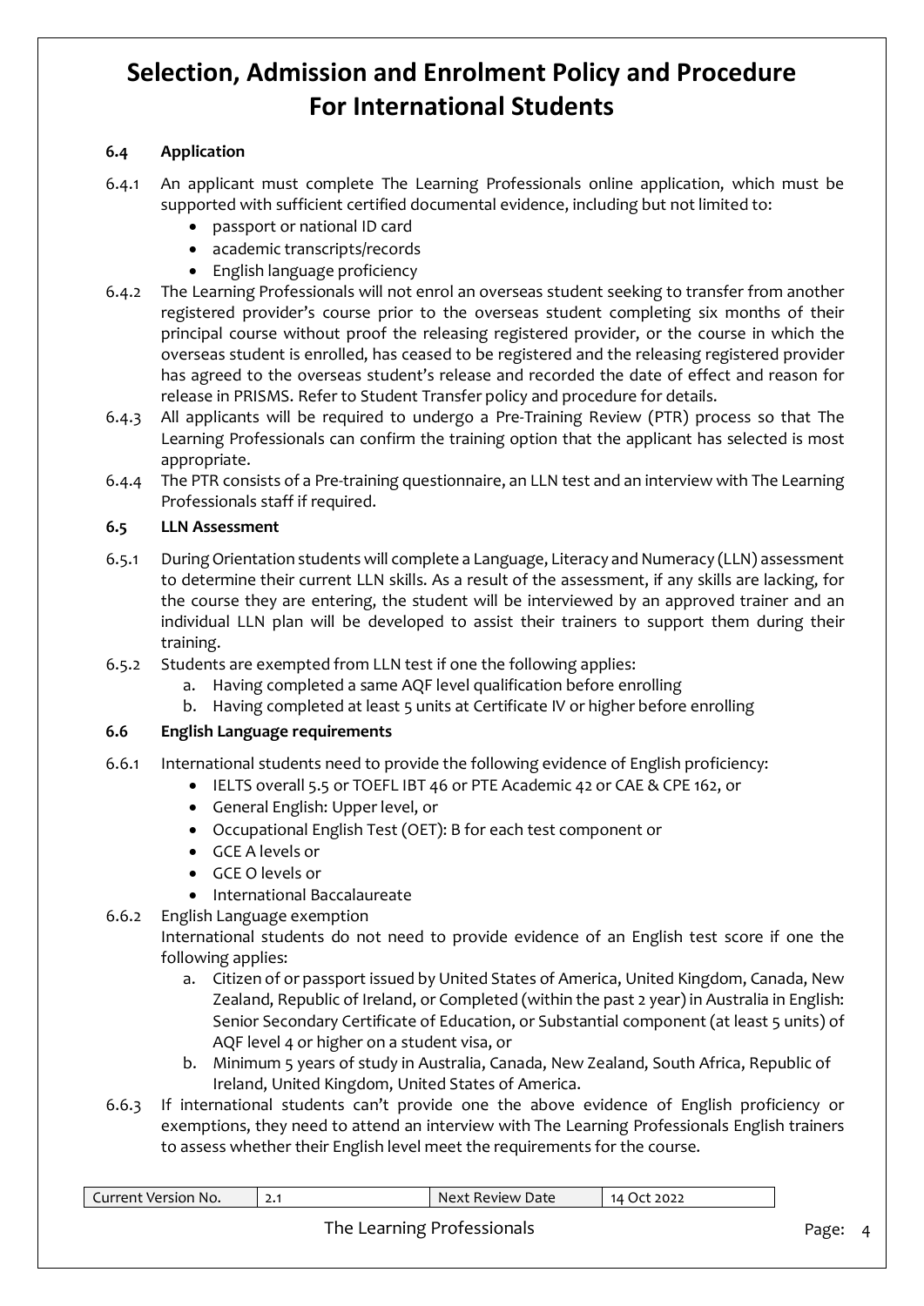# Selection, Admission and Enrolment Policy and Procedure For International Students

### 6.4 Application

6.4.1 An applicant must complete The Learning Professionals online application, which must be supported with sufficient certified documental evidence, including but not limited to:
- passport or national ID card
- academic transcripts/records
- English language proficiency

6.4.2 The Learning Professionals will not enrol an overseas student seeking to transfer from another registered provider's course prior to the overseas student completing six months of their principal course without proof the releasing registered provider, or the course in which the overseas student is enrolled, has ceased to be registered and the releasing registered provider has agreed to the overseas student's release and recorded the date of effect and reason for release in PRISMS. Refer to Student Transfer policy and procedure for details.

6.4.3 All applicants will be required to undergo a Pre-Training Review (PTR) process so that The Learning Professionals can confirm the training option that the applicant has selected is most appropriate.

6.4.4 The PTR consists of a Pre-training questionnaire, an LLN test and an interview with The Learning Professionals staff if required.

### 6.5 LLN Assessment

6.5.1 During Orientation students will complete a Language, Literacy and Numeracy (LLN) assessment to determine their current LLN skills. As a result of the assessment, if any skills are lacking, for the course they are entering, the student will be interviewed by an approved trainer and an individual LLN plan will be developed to assist their trainers to support them during their training.

6.5.2 Students are exempted from LLN test if one the following applies:
   a. Having completed a same AQF level qualification before enrolling
   b. Having completed at least 5 units at Certificate IV or higher before enrolling

### 6.6 English Language requirements

6.6.1 International students need to provide the following evidence of English proficiency:
- IELTS overall 5.5 or TOEFL IBT 46 or PTE Academic 42 or CAE & CPE 162, or
- General English: Upper level, or
- Occupational English Test (OET): B for each test component or
- GCE A levels or
- GCE O levels or
- International Baccalaureate

6.6.2 English Language exemption
International students do not need to provide evidence of an English test score if one the following applies:
   a. Citizen of or passport issued by United States of America, United Kingdom, Canada, New Zealand, Republic of Ireland, or Completed (within the past 2 year) in Australia in English: Senior Secondary Certificate of Education, or Substantial component (at least 5 units) of AQF level 4 or higher on a student visa, or
   b. Minimum 5 years of study in Australia, Canada, New Zealand, South Africa, Republic of Ireland, United Kingdom, United States of America.

6.6.3 If international students can't provide one the above evidence of English proficiency or exemptions, they need to attend an interview with The Learning Professionals English trainers to assess whether their English level meet the requirements for the course.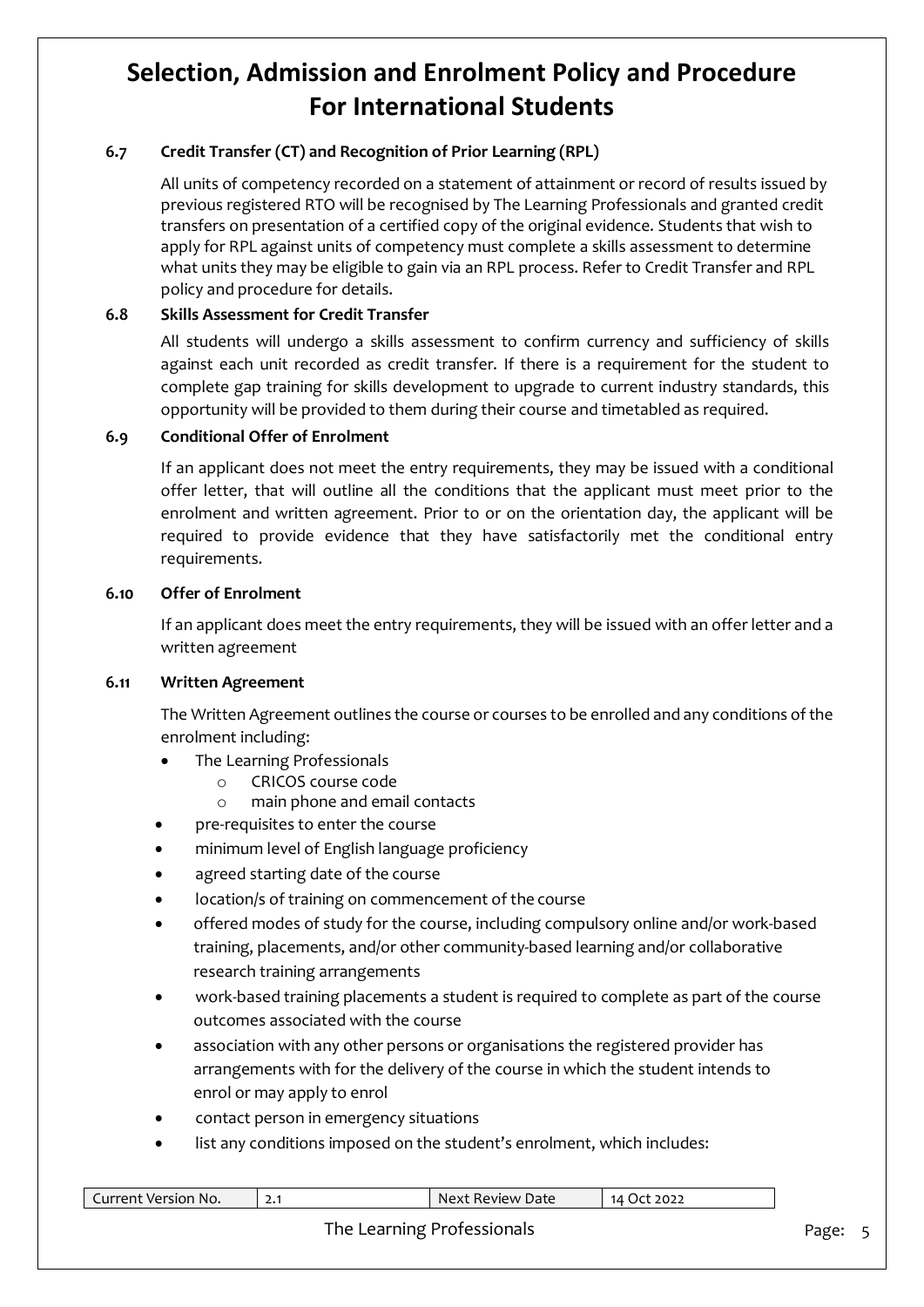# Selection, Admission and Enrolment Policy and Procedure For International Students

### 6.7 Credit Transfer (CT) and Recognition of Prior Learning (RPL)

All units of competency recorded on a statement of attainment or record of results issued by previous registered RTO will be recognised by The Learning Professionals and granted credit transfers on presentation of a certified copy of the original evidence. Students that wish to apply for RPL against units of competency must complete a skills assessment to determine what units they may be eligible to gain via an RPL process. Refer to Credit Transfer and RPL policy and procedure for details.

### 6.8 Skills Assessment for Credit Transfer

All students will undergo a skills assessment to confirm currency and sufficiency of skills against each unit recorded as credit transfer. If there is a requirement for the student to complete gap training for skills development to upgrade to current industry standards, this opportunity will be provided to them during their course and timetabled as required.

### 6.9 Conditional Offer of Enrolment

If an applicant does not meet the entry requirements, they may be issued with a conditional offer letter, that will outline all the conditions that the applicant must meet prior to the enrolment and written agreement. Prior to or on the orientation day, the applicant will be required to provide evidence that they have satisfactorily met the conditional entry requirements.

### 6.10 Offer of Enrolment

If an applicant does meet the entry requirements, they will be issued with an offer letter and a written agreement

### 6.11 Written Agreement

The Written Agreement outlines the course or courses to be enrolled and any conditions of the enrolment including:

- The Learning Professionals
  - CRICOS course code
  - main phone and email contacts
- pre-requisites to enter the course
- minimum level of English language proficiency
- agreed starting date of the course
- location/s of training on commencement of the course
- offered modes of study for the course, including compulsory online and/or work-based training, placements, and/or other community-based learning and/or collaborative research training arrangements
- work-based training placements a student is required to complete as part of the course outcomes associated with the course
- association with any other persons or organisations the registered provider has arrangements with for the delivery of the course in which the student intends to enrol or may apply to enrol
- contact person in emergency situations
- list any conditions imposed on the student's enrolment, which includes:

| Current Version No. | 2.1 | Next Review Date | 14 Oct 2022 |
|---|---|---|---|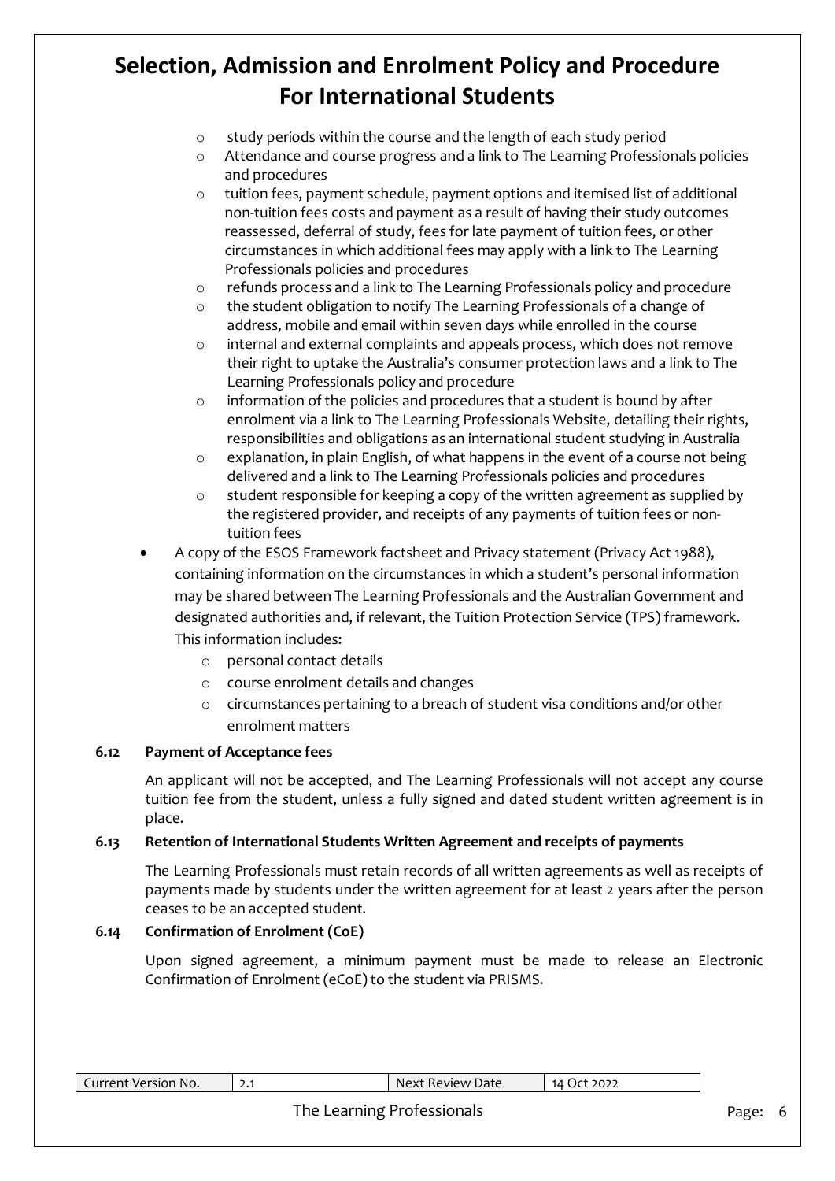- study periods within the course and the length of each study period
    - Attendance and course progress and a link to The Learning Professionals policies and procedures
    - tuition fees, payment schedule, payment options and itemised list of additional non-tuition fees costs and payment as a result of having their study outcomes reassessed, deferral of study, fees for late payment of tuition fees, or other circumstances in which additional fees may apply with a link to The Learning Professionals policies and procedures
    - refunds process and a link to The Learning Professionals policy and procedure
    - the student obligation to notify The Learning Professionals of a change of address, mobile and email within seven days while enrolled in the course
    - internal and external complaints and appeals process, which does not remove their right to uptake the Australia's consumer protection laws and a link to The Learning Professionals policy and procedure
    - information of the policies and procedures that a student is bound by after enrolment via a link to The Learning Professionals Website, detailing their rights, responsibilities and obligations as an international student studying in Australia
    - explanation, in plain English, of what happens in the event of a course not being delivered and a link to The Learning Professionals policies and procedures
    - student responsible for keeping a copy of the written agreement as supplied by the registered provider, and receipts of any payments of tuition fees or non-tuition fees
- A copy of the ESOS Framework factsheet and Privacy statement (Privacy Act 1988), containing information on the circumstances in which a student's personal information may be shared between The Learning Professionals and the Australian Government and designated authorities and, if relevant, the Tuition Protection Service (TPS) framework. This information includes:
    - personal contact details
    - course enrolment details and changes
    - circumstances pertaining to a breach of student visa conditions and/or other enrolment matters

### 6.12 Payment of Acceptance fees

An applicant will not be accepted, and The Learning Professionals will not accept any course tuition fee from the student, unless a fully signed and dated student written agreement is in place.

### 6.13 Retention of International Students Written Agreement and receipts of payments

The Learning Professionals must retain records of all written agreements as well as receipts of payments made by students under the written agreement for at least 2 years after the person ceases to be an accepted student.

### 6.14 Confirmation of Enrolment (CoE)

Upon signed agreement, a minimum payment must be made to release an Electronic Confirmation of Enrolment (eCoE) to the student via PRISMS.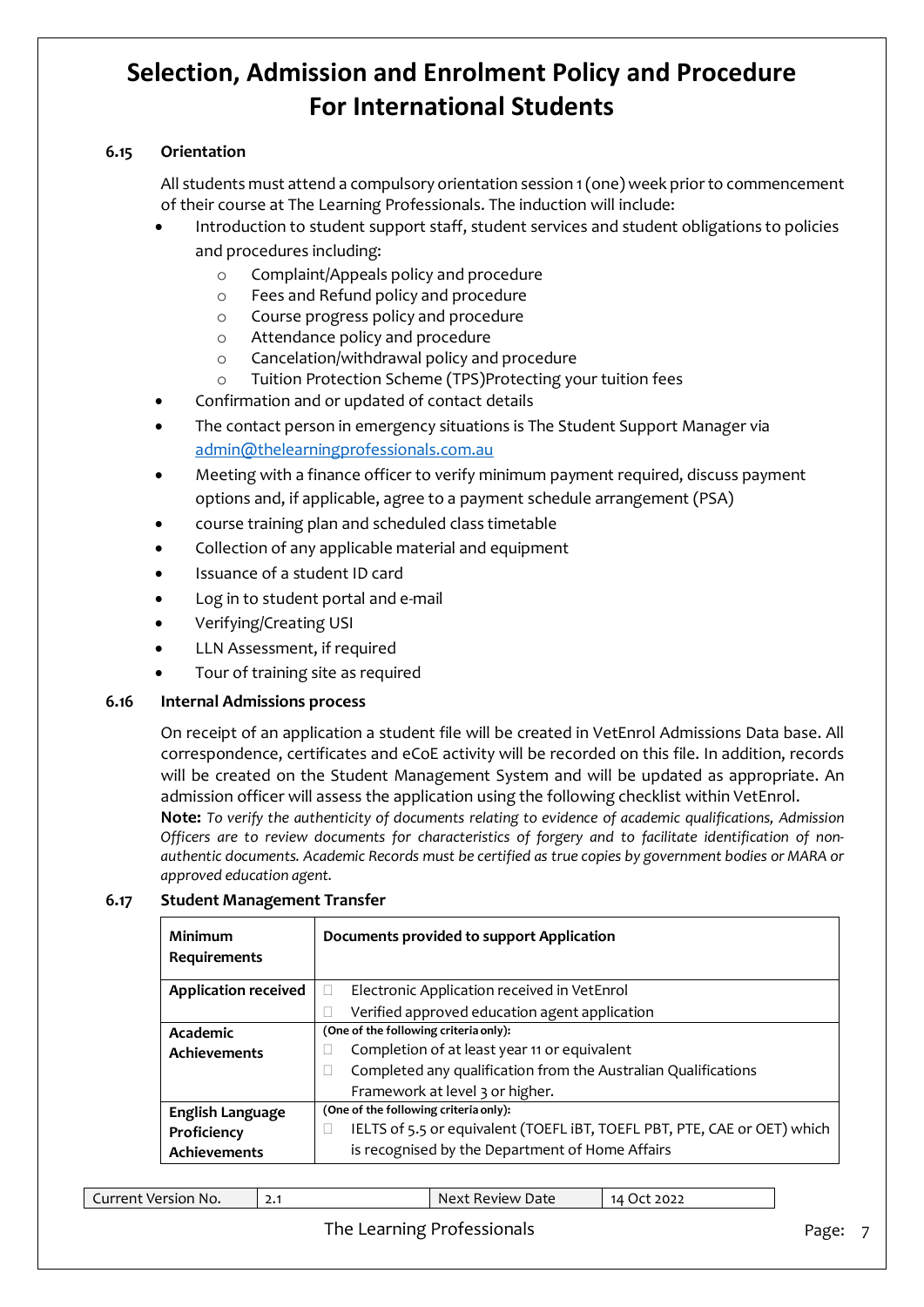# Selection, Admission and Enrolment Policy and Procedure For International Students

### 6.15 Orientation

All students must attend a compulsory orientation session 1 (one) week prior to commencement of their course at The Learning Professionals. The induction will include:

- Introduction to student support staff, student services and student obligations to policies and procedures including:
  - Complaint/Appeals policy and procedure
  - Fees and Refund policy and procedure
  - Course progress policy and procedure
  - Attendance policy and procedure
  - Cancelation/withdrawal policy and procedure
  - Tuition Protection Scheme (TPS)Protecting your tuition fees
- Confirmation and or updated of contact details
- The contact person in emergency situations is The Student Support Manager via admin@thelearningprofessionals.com.au
- Meeting with a finance officer to verify minimum payment required, discuss payment options and, if applicable, agree to a payment schedule arrangement (PSA)
- course training plan and scheduled class timetable
- Collection of any applicable material and equipment
- Issuance of a student ID card
- Log in to student portal and e-mail
- Verifying/Creating USI
- LLN Assessment, if required
- Tour of training site as required

### 6.16 Internal Admissions process

On receipt of an application a student file will be created in VetEnrol Admissions Data base. All correspondence, certificates and eCoE activity will be recorded on this file. In addition, records will be created on the Student Management System and will be updated as appropriate. An admission officer will assess the application using the following checklist within VetEnrol.

**Note:** *To verify the authenticity of documents relating to evidence of academic qualifications, Admission Officers are to review documents for characteristics of forgery and to facilitate identification of non-authentic documents. Academic Records must be certified as true copies by government bodies or MARA or approved education agent.*

### 6.17 Student Management Transfer

| Minimum Requirements | Documents provided to support Application |
|---|---|
| **Application received** | ☐ Electronic Application received in VetEnrol<br>☐ Verified approved education agent application |
| **Academic Achievements** | **(One of the following criteria only):**<br>☐ Completion of at least year 11 or equivalent<br>☐ Completed any qualification from the Australian Qualifications Framework at level 3 or higher. |
| **English Language Proficiency Achievements** | **(One of the following criteria only):**<br>☐ IELTS of 5.5 or equivalent (TOEFL iBT, TOEFL PBT, PTE, CAE or OET) which is recognised by the Department of Home Affairs |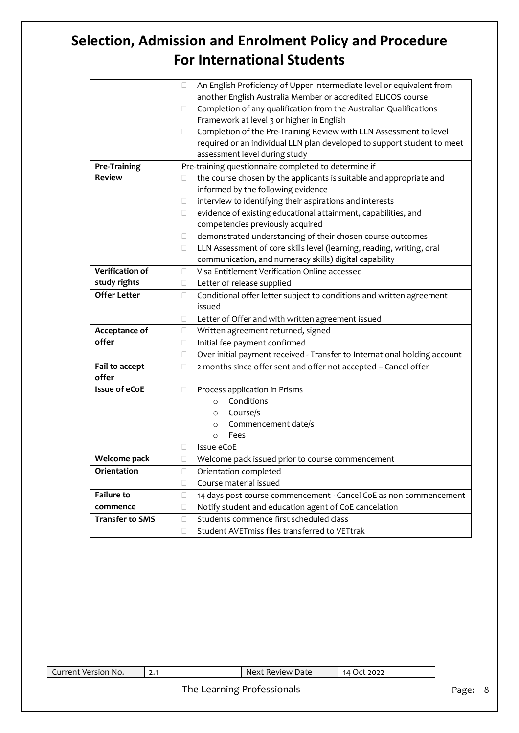# Selection, Admission and Enrolment Policy and Procedure For International Students

| | |
|---|---|
| | An English Proficiency of Upper Intermediate level or equivalent from another English Australia Member or accredited ELICOS course<br>Completion of any qualification from the Australian Qualifications Framework at level 3 or higher in English<br>Completion of the Pre-Training Review with LLN Assessment to level required or an individual LLN plan developed to support student to meet assessment level during study |
| **Pre-Training Review** | Pre-training questionnaire completed to determine if<br>the course chosen by the applicants is suitable and appropriate and informed by the following evidence<br>interview to identifying their aspirations and interests<br>evidence of existing educational attainment, capabilities, and competencies previously acquired<br>demonstrated understanding of their chosen course outcomes<br>LLN Assessment of core skills level (learning, reading, writing, oral communication, and numeracy skills) digital capability |
| **Verification of study rights** | Visa Entitlement Verification Online accessed<br>Letter of release supplied |
| **Offer Letter** | Conditional offer letter subject to conditions and written agreement issued<br>Letter of Offer and with written agreement issued |
| **Acceptance of offer** | Written agreement returned, signed<br>Initial fee payment confirmed<br>Over initial payment received - Transfer to International holding account |
| **Fail to accept offer** | 2 months since offer sent and offer not accepted – Cancel offer |
| **Issue of eCoE** | Process application in Prisms<br>o Conditions<br>o Course/s<br>o Commencement date/s<br>o Fees<br>Issue eCoE |
| **Welcome pack** | Welcome pack issued prior to course commencement |
| **Orientation** | Orientation completed<br>Course material issued |
| **Failure to commence** | 14 days post course commencement - Cancel CoE as non-commencement<br>Notify student and education agent of CoE cancelation |
| **Transfer to SMS** | Students commence first scheduled class<br>Student AVETmiss files transferred to VETtrak |